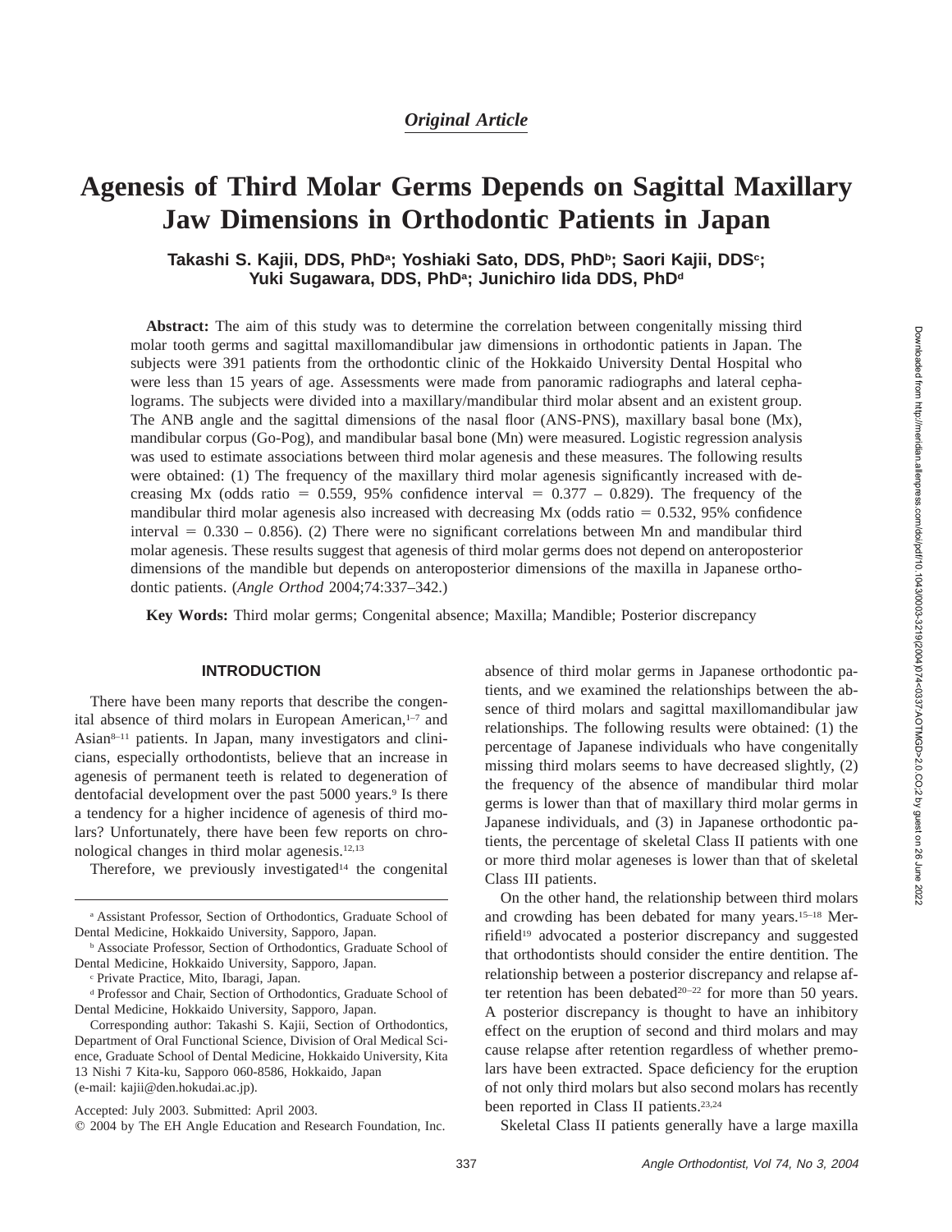*Original Article*

# Agenesis of Third Molar Germs Depends on Sagittal Maxillary Jaw Dimensions in Orthodontic Patients in Japan

**Takashi S. Kajii, DDS, PhD[a]; Yoshiaki Sato, DDS, PhD[b]; Saori Kajii, DDS[c]; Yuki Sugawara, DDS, PhD[a]; Junichiro Iida DDS, PhD[d]**

**Abstract:** The aim of this study was to determine the correlation between congenitally missing third molar tooth germs and sagittal maxillomandibular jaw dimensions in orthodontic patients in Japan. The subjects were 391 patients from the orthodontic clinic of the Hokkaido University Dental Hospital who were less than 15 years of age. Assessments were made from panoramic radiographs and lateral cephalograms. The subjects were divided into a maxillary/mandibular third molar absent and an existent group. The ANB angle and the sagittal dimensions of the nasal floor (ANS-PNS), maxillary basal bone (Mx), mandibular corpus (Go-Pog), and mandibular basal bone (Mn) were measured. Logistic regression analysis was used to estimate associations between third molar agenesis and these measures. The following results were obtained: (1) The frequency of the maxillary third molar agenesis significantly increased with decreasing Mx (odds ratio = 0.559, 95% confidence interval = 0.377 – 0.829). The frequency of the mandibular third molar agenesis also increased with decreasing Mx (odds ratio = 0.532, 95% confidence interval = 0.330 – 0.856). (2) There were no significant correlations between Mn and mandibular third molar agenesis. These results suggest that agenesis of third molar germs does not depend on anteroposterior dimensions of the mandible but depends on anteroposterior dimensions of the maxilla in Japanese orthodontic patients. (*Angle Orthod* 2004;74:337–342.)

**Key Words:** Third molar germs; Congenital absence; Maxilla; Mandible; Posterior discrepancy

## INTRODUCTION

There have been many reports that describe the congenital absence of third molars in European American,[1–7] and Asian[8–11] patients. In Japan, many investigators and clinicians, especially orthodontists, believe that an increase in agenesis of permanent teeth is related to degeneration of dentofacial development over the past 5000 years.[9] Is there a tendency for a higher incidence of agenesis of third molars? Unfortunately, there have been few reports on chronological changes in third molar agenesis.[12,13]

Therefore, we previously investigated[14] the congenital absence of third molar germs in Japanese orthodontic patients, and we examined the relationships between the absence of third molars and sagittal maxillomandibular jaw relationships. The following results were obtained: (1) the percentage of Japanese individuals who have congenitally missing third molars seems to have decreased slightly, (2) the frequency of the absence of mandibular third molar germs is lower than that of maxillary third molar germs in Japanese individuals, and (3) in Japanese orthodontic patients, the percentage of skeletal Class II patients with one or more third molar ageneses is lower than that of skeletal Class III patients.

On the other hand, the relationship between third molars and crowding has been debated for many years.[15–18] Merrifield[19] advocated a posterior discrepancy and suggested that orthodontists should consider the entire dentition. The relationship between a posterior discrepancy and relapse after retention has been debated[20–22] for more than 50 years. A posterior discrepancy is thought to have an inhibitory effect on the eruption of second and third molars and may cause relapse after retention regardless of whether premolars have been extracted. Space deficiency for the eruption of not only third molars but also second molars has recently been reported in Class II patients.[23,24]

Skeletal Class II patients generally have a large maxilla

---

[a] Assistant Professor, Section of Orthodontics, Graduate School of Dental Medicine, Hokkaido University, Sapporo, Japan.

[b] Associate Professor, Section of Orthodontics, Graduate School of Dental Medicine, Hokkaido University, Sapporo, Japan.

[c] Private Practice, Mito, Ibaragi, Japan.

[d] Professor and Chair, Section of Orthodontics, Graduate School of Dental Medicine, Hokkaido University, Sapporo, Japan.

Corresponding author: Takashi S. Kajii, Section of Orthodontics, Department of Oral Functional Science, Division of Oral Medical Science, Graduate School of Dental Medicine, Hokkaido University, Kita 13 Nishi 7 Kita-ku, Sapporo 060-8586, Hokkaido, Japan (e-mail: kajii@den.hokudai.ac.jp).

Accepted: July 2003. Submitted: April 2003.

© 2004 by The EH Angle Education and Research Foundation, Inc.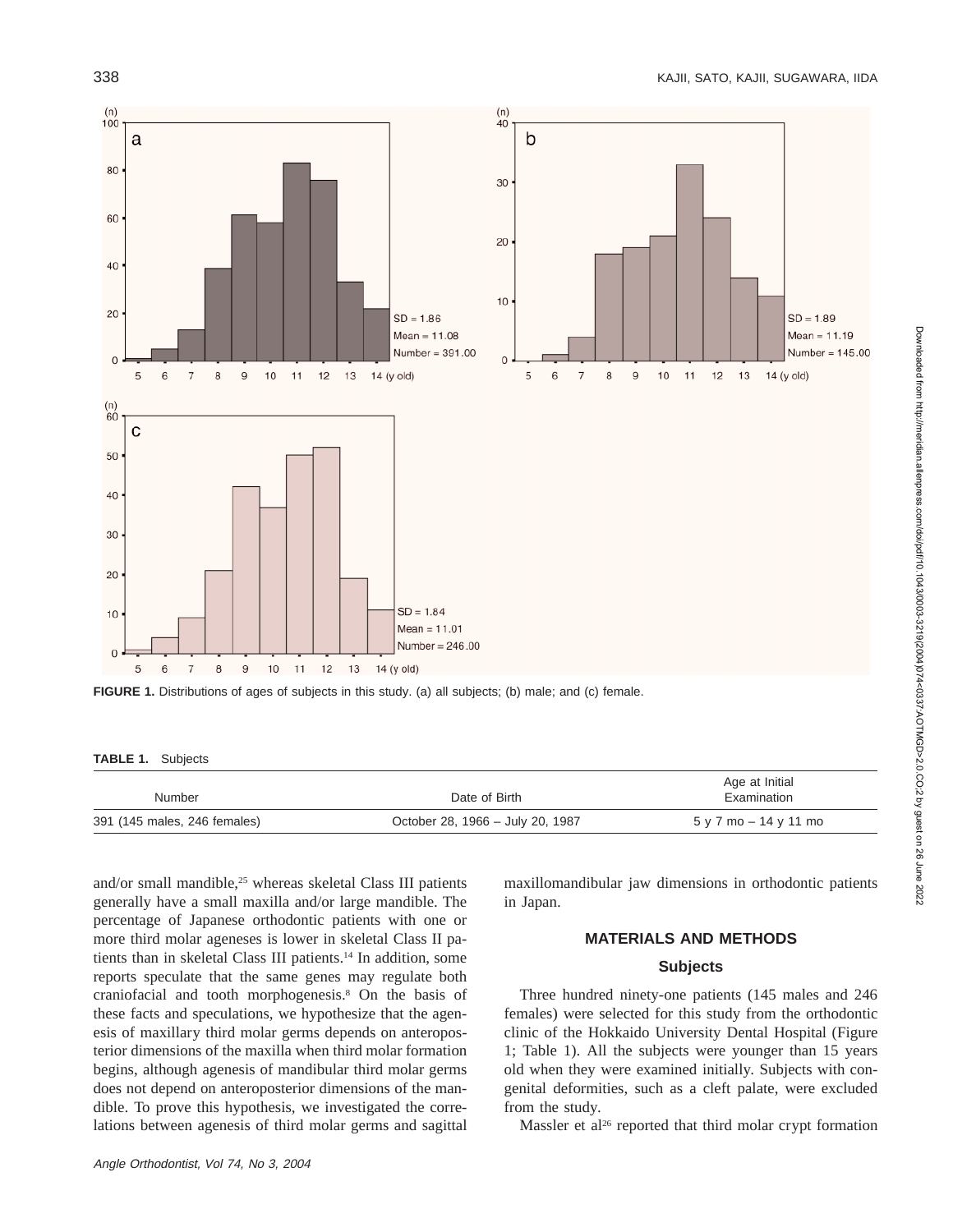FIGURE 1. Distributions of ages of subjects in this study. (a) all subjects; (b) male; and (c) female.

**TABLE 1.** Subjects

| Number | Date of Birth | Age at Initial Examination |
|---|---|---|
| 391 (145 males, 246 females) | October 28, 1966 – July 20, 1987 | 5 y 7 mo – 14 y 11 mo |

and/or small mandible,[25] whereas skeletal Class III patients generally have a small maxilla and/or large mandible. The percentage of Japanese orthodontic patients with one or more third molar ageneses is lower in skeletal Class II patients than in skeletal Class III patients.[14] In addition, some reports speculate that the same genes may regulate both craniofacial and tooth morphogenesis.[8] On the basis of these facts and speculations, we hypothesize that the agenesis of maxillary third molar germs depends on anteroposterior dimensions of the maxilla when third molar formation begins, although agenesis of mandibular third molar germs does not depend on anteroposterior dimensions of the mandible. To prove this hypothesis, we investigated the correlations between agenesis of third molar germs and sagittal maxillomandibular jaw dimensions in orthodontic patients in Japan.

## MATERIALS AND METHODS

### Subjects

Three hundred ninety-one patients (145 males and 246 females) were selected for this study from the orthodontic clinic of the Hokkaido University Dental Hospital (Figure 1; Table 1). All the subjects were younger than 15 years old when they were examined initially. Subjects with congenital deformities, such as a cleft palate, were excluded from the study.

Massler et al[26] reported that third molar crypt formation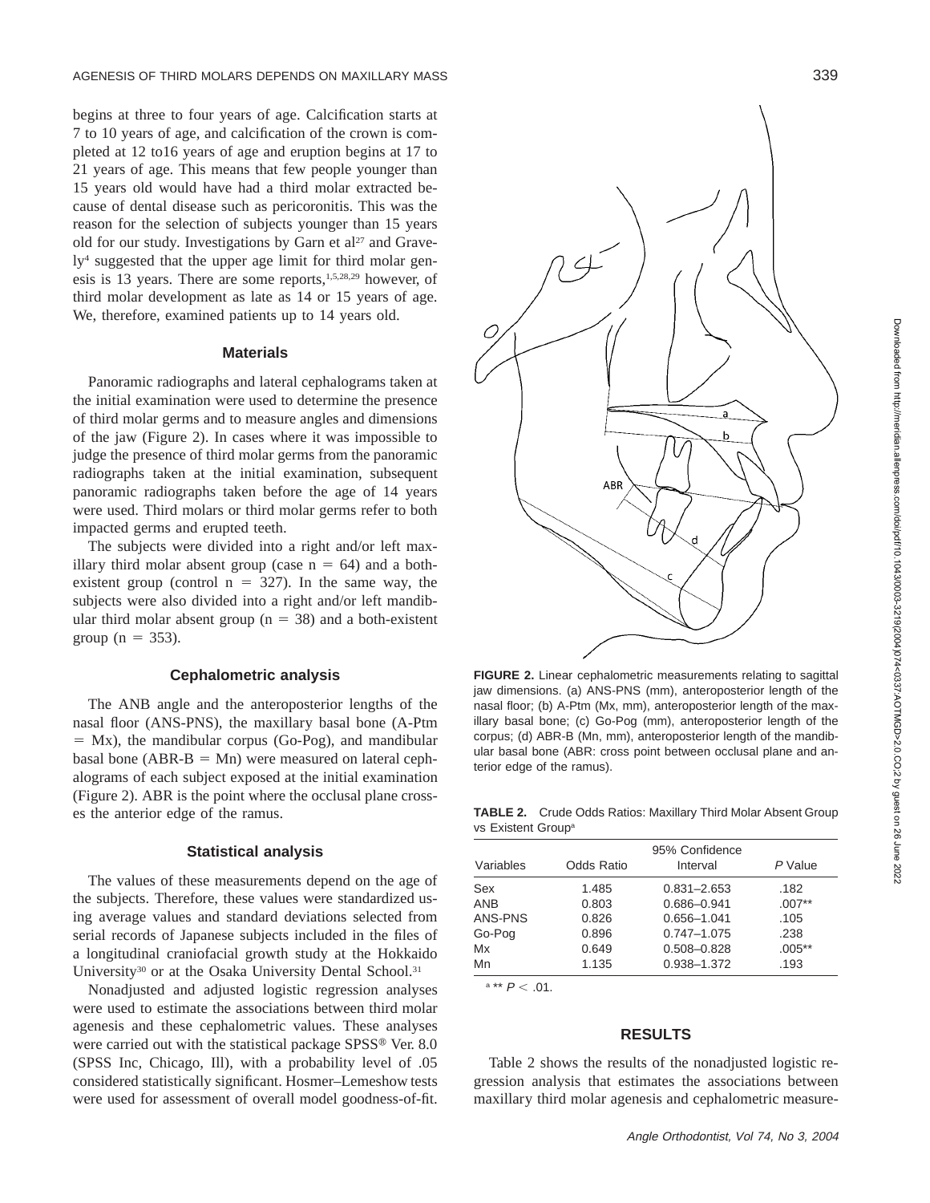begins at three to four years of age. Calcification starts at 7 to 10 years of age, and calcification of the crown is completed at 12 to16 years of age and eruption begins at 17 to 21 years of age. This means that few people younger than 15 years old would have had a third molar extracted because of dental disease such as pericoronitis. This was the reason for the selection of subjects younger than 15 years old for our study. Investigations by Garn et al[27] and Gravely[4] suggested that the upper age limit for third molar genesis is 13 years. There are some reports,[1,5,28,29] however, of third molar development as late as 14 or 15 years of age. We, therefore, examined patients up to 14 years old.

### Materials

Panoramic radiographs and lateral cephalograms taken at the initial examination were used to determine the presence of third molar germs and to measure angles and dimensions of the jaw (Figure 2). In cases where it was impossible to judge the presence of third molar germs from the panoramic radiographs taken at the initial examination, subsequent panoramic radiographs taken before the age of 14 years were used. Third molars or third molar germs refer to both impacted germs and erupted teeth.

The subjects were divided into a right and/or left maxillary third molar absent group (case n = 64) and a both-existent group (control n = 327). In the same way, the subjects were also divided into a right and/or left mandibular third molar absent group (n = 38) and a both-existent group (n = 353).

### Cephalometric analysis

The ANB angle and the anteroposterior lengths of the nasal floor (ANS-PNS), the maxillary basal bone (A-Ptm = Mx), the mandibular corpus (Go-Pog), and mandibular basal bone (ABR-B = Mn) were measured on lateral cephalograms of each subject exposed at the initial examination (Figure 2). ABR is the point where the occlusal plane crosses the anterior edge of the ramus.

### Statistical analysis

The values of these measurements depend on the age of the subjects. Therefore, these values were standardized using average values and standard deviations selected from serial records of Japanese subjects included in the files of a longitudinal craniofacial growth study at the Hokkaido University[30] or at the Osaka University Dental School.[31]

Nonadjusted and adjusted logistic regression analyses were used to estimate the associations between third molar agenesis and these cephalometric values. These analyses were carried out with the statistical package SPSS® Ver. 8.0 (SPSS Inc, Chicago, Ill), with a probability level of .05 considered statistically significant. Hosmer–Lemeshow tests were used for assessment of overall model goodness-of-fit.

**FIGURE 2.** Linear cephalometric measurements relating to sagittal jaw dimensions. (a) ANS-PNS (mm), anteroposterior length of the nasal floor; (b) A-Ptm (Mx, mm), anteroposterior length of the maxillary basal bone; (c) Go-Pog (mm), anteroposterior length of the corpus; (d) ABR-B (Mn, mm), anteroposterior length of the mandibular basal bone (ABR: cross point between occlusal plane and anterior edge of the ramus).

**TABLE 2.** Crude Odds Ratios: Maxillary Third Molar Absent Group vs Existent Group[a]

| Variables | Odds Ratio | 95% Confidence Interval | *P* Value |
|---|---|---|---|
| Sex | 1.485 | 0.831–2.653 | .182 |
| ANB | 0.803 | 0.686–0.941 | .007** |
| ANS-PNS | 0.826 | 0.656–1.041 | .105 |
| Go-Pog | 0.896 | 0.747–1.075 | .238 |
| Mx | 0.649 | 0.508–0.828 | .005** |
| Mn | 1.135 | 0.938–1.372 | .193 |

[a] ** $P < .01$.

## RESULTS

Table 2 shows the results of the nonadjusted logistic regression analysis that estimates the associations between maxillary third molar agenesis and cephalometric measure-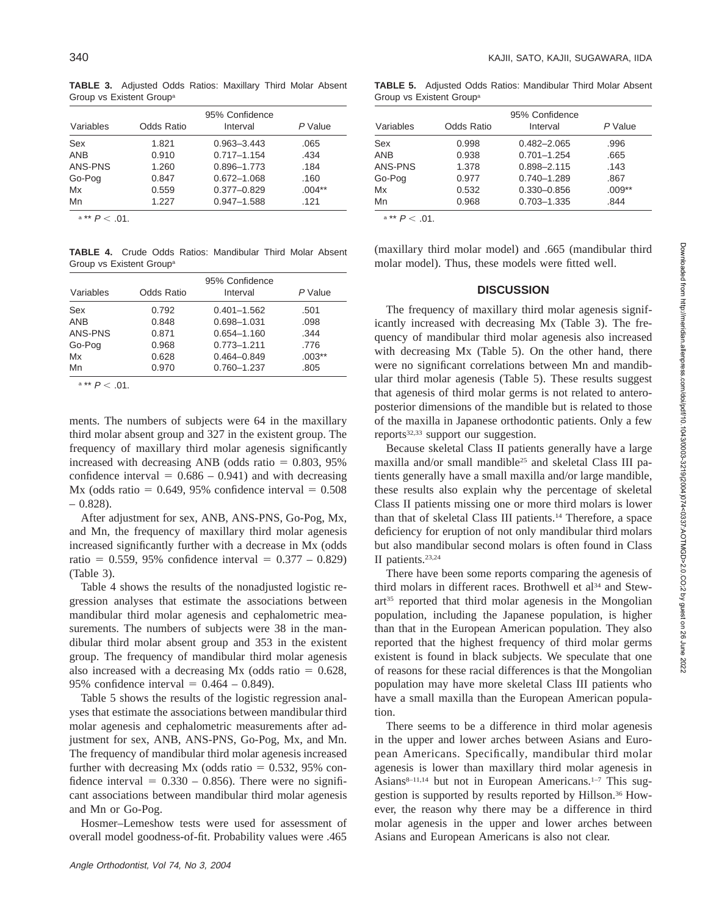**TABLE 3.** Adjusted Odds Ratios: Maxillary Third Molar Absent Group vs Existent Group[a]

| Variables | Odds Ratio | 95% Confidence Interval | *P* Value |
|---|---|---|---|
| Sex | 1.821 | 0.963–3.443 | .065 |
| ANB | 0.910 | 0.717–1.154 | .434 |
| ANS-PNS | 1.260 | 0.896–1.773 | .184 |
| Go-Pog | 0.847 | 0.672–1.068 | .160 |
| Mx | 0.559 | 0.377–0.829 | .004** |
| Mn | 1.227 | 0.947–1.588 | .121 |

[a] ** $P < .01$.

**TABLE 4.** Crude Odds Ratios: Mandibular Third Molar Absent Group vs Existent Group[a]

| Variables | Odds Ratio | 95% Confidence Interval | *P* Value |
|---|---|---|---|
| Sex | 0.792 | 0.401–1.562 | .501 |
| ANB | 0.848 | 0.698–1.031 | .098 |
| ANS-PNS | 0.871 | 0.654–1.160 | .344 |
| Go-Pog | 0.968 | 0.773–1.211 | .776 |
| Mx | 0.628 | 0.464–0.849 | .003** |
| Mn | 0.970 | 0.760–1.237 | .805 |

[a] ** $P < .01$.

ments. The numbers of subjects were 64 in the maxillary third molar absent group and 327 in the existent group. The frequency of maxillary third molar agenesis significantly increased with decreasing ANB (odds ratio = 0.803, 95% confidence interval = 0.686 – 0.941) and with decreasing Mx (odds ratio = 0.649, 95% confidence interval = 0.508 – 0.828).

After adjustment for sex, ANB, ANS-PNS, Go-Pog, Mx, and Mn, the frequency of maxillary third molar agenesis increased significantly further with a decrease in Mx (odds ratio = 0.559, 95% confidence interval = 0.377 – 0.829) (Table 3).

Table 4 shows the results of the nonadjusted logistic regression analyses that estimate the associations between mandibular third molar agenesis and cephalometric measurements. The numbers of subjects were 38 in the mandibular third molar absent group and 353 in the existent group. The frequency of mandibular third molar agenesis also increased with a decreasing Mx (odds ratio = 0.628, 95% confidence interval = 0.464 – 0.849).

Table 5 shows the results of the logistic regression analyses that estimate the associations between mandibular third molar agenesis and cephalometric measurements after adjustment for sex, ANB, ANS-PNS, Go-Pog, Mx, and Mn. The frequency of mandibular third molar agenesis increased further with decreasing Mx (odds ratio = 0.532, 95% confidence interval = 0.330 – 0.856). There were no significant associations between mandibular third molar agenesis and Mn or Go-Pog.

Hosmer–Lemeshow tests were used for assessment of overall model goodness-of-fit. Probability values were .465 (maxillary third molar model) and .665 (mandibular third molar model). Thus, these models were fitted well.

**TABLE 5.** Adjusted Odds Ratios: Mandibular Third Molar Absent Group vs Existent Group[a]

| Variables | Odds Ratio | 95% Confidence Interval | *P* Value |
|---|---|---|---|
| Sex | 0.998 | 0.482–2.065 | .996 |
| ANB | 0.938 | 0.701–1.254 | .665 |
| ANS-PNS | 1.378 | 0.898–2.115 | .143 |
| Go-Pog | 0.977 | 0.740–1.289 | .867 |
| Mx | 0.532 | 0.330–0.856 | .009** |
| Mn | 0.968 | 0.703–1.335 | .844 |

[a] ** $P < .01$.

## DISCUSSION

The frequency of maxillary third molar agenesis significantly increased with decreasing Mx (Table 3). The frequency of mandibular third molar agenesis also increased with decreasing Mx (Table 5). On the other hand, there were no significant correlations between Mn and mandibular third molar agenesis (Table 5). These results suggest that agenesis of third molar germs is not related to anteroposterior dimensions of the mandible but is related to those of the maxilla in Japanese orthodontic patients. Only a few reports[32,33] support our suggestion.

Because skeletal Class II patients generally have a large maxilla and/or small mandible[25] and skeletal Class III patients generally have a small maxilla and/or large mandible, these results also explain why the percentage of skeletal Class II patients missing one or more third molars is lower than that of skeletal Class III patients.[14] Therefore, a space deficiency for eruption of not only mandibular third molars but also mandibular second molars is often found in Class II patients.[23,24]

There have been some reports comparing the agenesis of third molars in different races. Brothwell et al[34] and Stewart[35] reported that third molar agenesis in the Mongolian population, including the Japanese population, is higher than that in the European American population. They also reported that the highest frequency of third molar germs existent is found in black subjects. We speculate that one of reasons for these racial differences is that the Mongolian population may have more skeletal Class III patients who have a small maxilla than the European American population.

There seems to be a difference in third molar agenesis in the upper and lower arches between Asians and European Americans. Specifically, mandibular third molar agenesis is lower than maxillary third molar agenesis in Asians[8–11,14] but not in European Americans.[1–7] This suggestion is supported by results reported by Hillson.[36] However, the reason why there may be a difference in third molar agenesis in the upper and lower arches between Asians and European Americans is also not clear.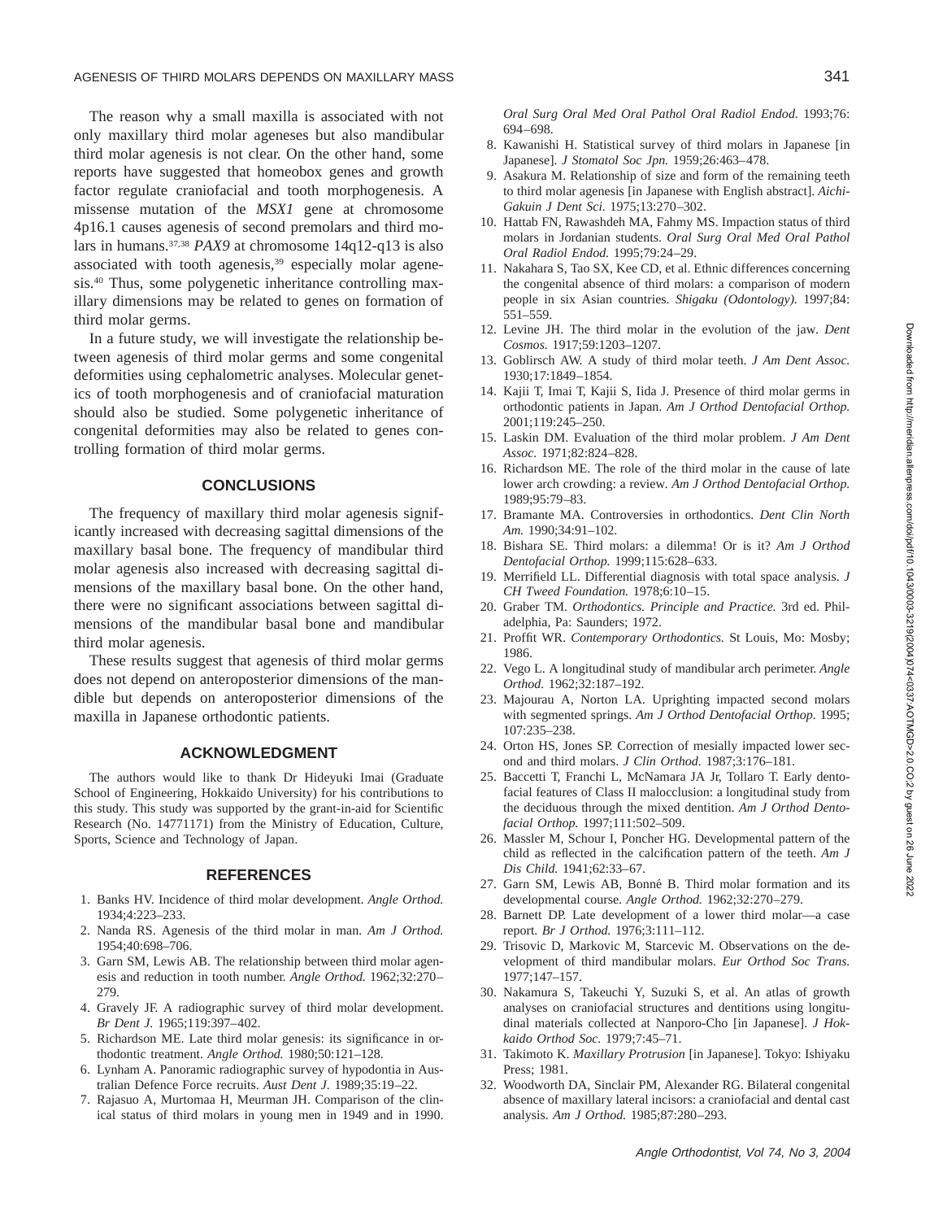The reason why a small maxilla is associated with not only maxillary third molar ageneses but also mandibular third molar agenesis is not clear. On the other hand, some reports have suggested that homeobox genes and growth factor regulate craniofacial and tooth morphogenesis. A missense mutation of the *MSX1* gene at chromosome 4p16.1 causes agenesis of second premolars and third molars in humans.[37,38] *PAX9* at chromosome 14q12-q13 is also associated with tooth agenesis,[39] especially molar agenesis.[40] Thus, some polygenetic inheritance controlling maxillary dimensions may be related to genes on formation of third molar germs.

In a future study, we will investigate the relationship between agenesis of third molar germs and some congenital deformities using cephalometric analyses. Molecular genetics of tooth morphogenesis and of craniofacial maturation should also be studied. Some polygenetic inheritance of congenital deformities may also be related to genes controlling formation of third molar germs.

## CONCLUSIONS

The frequency of maxillary third molar agenesis significantly increased with decreasing sagittal dimensions of the maxillary basal bone. The frequency of mandibular third molar agenesis also increased with decreasing sagittal dimensions of the maxillary basal bone. On the other hand, there were no significant associations between sagittal dimensions of the mandibular basal bone and mandibular third molar agenesis.

These results suggest that agenesis of third molar germs does not depend on anteroposterior dimensions of the mandible but depends on anteroposterior dimensions of the maxilla in Japanese orthodontic patients.

## ACKNOWLEDGMENT

The authors would like to thank Dr Hideyuki Imai (Graduate School of Engineering, Hokkaido University) for his contributions to this study. This study was supported by the grant-in-aid for Scientific Research (No. 14771171) from the Ministry of Education, Culture, Sports, Science and Technology of Japan.

## REFERENCES

1. Banks HV. Incidence of third molar development. *Angle Orthod.* 1934;4:223–233.
2. Nanda RS. Agenesis of the third molar in man. *Am J Orthod.* 1954;40:698–706.
3. Garn SM, Lewis AB. The relationship between third molar agenesis and reduction in tooth number. *Angle Orthod.* 1962;32:270–279.
4. Gravely JF. A radiographic survey of third molar development. *Br Dent J.* 1965;119:397–402.
5. Richardson ME. Late third molar genesis: its significance in orthodontic treatment. *Angle Orthod.* 1980;50:121–128.
6. Lynham A. Panoramic radiographic survey of hypodontia in Australian Defence Force recruits. *Aust Dent J.* 1989;35:19–22.
7. Rajasuo A, Murtomaa H, Meurman JH. Comparison of the clinical status of third molars in young men in 1949 and in 1990. *Oral Surg Oral Med Oral Pathol Oral Radiol Endod.* 1993;76: 694–698.
8. Kawanishi H. Statistical survey of third molars in Japanese [in Japanese]. *J Stomatol Soc Jpn.* 1959;26:463–478.
9. Asakura M. Relationship of size and form of the remaining teeth to third molar agenesis [in Japanese with English abstract]. *Aichi-Gakuin J Dent Sci.* 1975;13:270–302.
10. Hattab FN, Rawashdeh MA, Fahmy MS. Impaction status of third molars in Jordanian students. *Oral Surg Oral Med Oral Pathol Oral Radiol Endod.* 1995;79:24–29.
11. Nakahara S, Tao SX, Kee CD, et al. Ethnic differences concerning the congenital absence of third molars: a comparison of modern people in six Asian countries. *Shigaku (Odontology).* 1997;84: 551–559.
12. Levine JH. The third molar in the evolution of the jaw. *Dent Cosmos.* 1917;59:1203–1207.
13. Goblirsch AW. A study of third molar teeth. *J Am Dent Assoc.* 1930;17:1849–1854.
14. Kajii T, Imai T, Kajii S, Iida J. Presence of third molar germs in orthodontic patients in Japan. *Am J Orthod Dentofacial Orthop.* 2001;119:245–250.
15. Laskin DM. Evaluation of the third molar problem. *J Am Dent Assoc.* 1971;82:824–828.
16. Richardson ME. The role of the third molar in the cause of late lower arch crowding: a review. *Am J Orthod Dentofacial Orthop.* 1989;95:79–83.
17. Bramante MA. Controversies in orthodontics. *Dent Clin North Am.* 1990;34:91–102.
18. Bishara SE. Third molars: a dilemma! Or is it? *Am J Orthod Dentofacial Orthop.* 1999;115:628–633.
19. Merrifield LL. Differential diagnosis with total space analysis. *J CH Tweed Foundation.* 1978;6:10–15.
20. Graber TM. *Orthodontics. Principle and Practice.* 3rd ed. Philadelphia, Pa: Saunders; 1972.
21. Proffit WR. *Contemporary Orthodontics.* St Louis, Mo: Mosby; 1986.
22. Vego L. A longitudinal study of mandibular arch perimeter. *Angle Orthod.* 1962;32:187–192.
23. Majourau A, Norton LA. Uprighting impacted second molars with segmented springs. *Am J Orthod Dentofacial Orthop.* 1995; 107:235–238.
24. Orton HS, Jones SP. Correction of mesially impacted lower second and third molars. *J Clin Orthod.* 1987;3:176–181.
25. Baccetti T, Franchi L, McNamara JA Jr, Tollaro T. Early dentofacial features of Class II malocclusion: a longitudinal study from the deciduous through the mixed dentition. *Am J Orthod Dentofacial Orthop.* 1997;111:502–509.
26. Massler M, Schour I, Poncher HG. Developmental pattern of the child as reflected in the calcification pattern of the teeth. *Am J Dis Child.* 1941;62:33–67.
27. Garn SM, Lewis AB, Bonné B. Third molar formation and its developmental course. *Angle Orthod.* 1962;32:270–279.
28. Barnett DP. Late development of a lower third molar—a case report. *Br J Orthod.* 1976;3:111–112.
29. Trisovic D, Markovic M, Starcevic M. Observations on the development of third mandibular molars. *Eur Orthod Soc Trans.* 1977;147–157.
30. Nakamura S, Takeuchi Y, Suzuki S, et al. An atlas of growth analyses on craniofacial structures and dentitions using longitudinal materials collected at Nanporo-Cho [in Japanese]. *J Hokkaido Orthod Soc.* 1979;7:45–71.
31. Takimoto K. *Maxillary Protrusion* [in Japanese]. Tokyo: Ishiyaku Press; 1981.
32. Woodworth DA, Sinclair PM, Alexander RG. Bilateral congenital absence of maxillary lateral incisors: a craniofacial and dental cast analysis. *Am J Orthod.* 1985;87:280–293.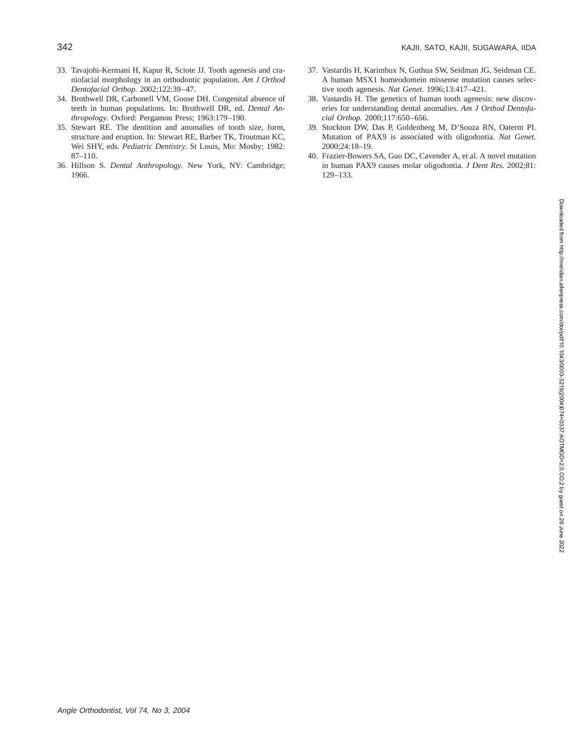33. Tavajohi-Kermani H, Kapur R, Sciote JJ. Tooth agenesis and craniofacial morphology in an orthodontic population. *Am J Orthod Dentofacial Orthop.* 2002;122:39–47.
34. Brothwell DR, Carbonell VM, Goose DH. Congenital absence of teeth in human populations. In: Brothwell DR, ed. *Dental Anthropology.* Oxford: Pergamon Press; 1963:179–190.
35. Stewart RE. The dentition and anomalies of tooth size, form, structure and eruption. In: Stewart RE, Barber TK, Troutman KC, Wei SHY, eds. *Pediatric Dentistry.* St Louis, Mo: Mosby; 1982: 87–110.
36. Hillson S. *Dental Anthropology.* New York, NY: Cambridge; 1966.
37. Vastardis H, Karimbux N, Guthua SW, Seidman JG, Seidman CE. A human MSX1 homeodomein missense mutation causes selective tooth agenesis. *Nat Genet.* 1996;13:417–421.
38. Vastardis H. The genetics of human tooth agenesis: new discoveries for understanding dental anomalies. *Am J Orthod Dentofacial Orthop.* 2000;117:650–656.
39. Stockton DW, Das P, Goldenberg M, D'Souza RN, Oaterm PI. Mutation of PAX9 is associated with oligodontia. *Nat Genet.* 2000;24:18–19.
40. Frazier-Bowers SA, Guo DC, Cavender A, et al. A novel mutation in human PAX9 causes molar oligodontia. *J Dent Res.* 2002;81: 129–133.